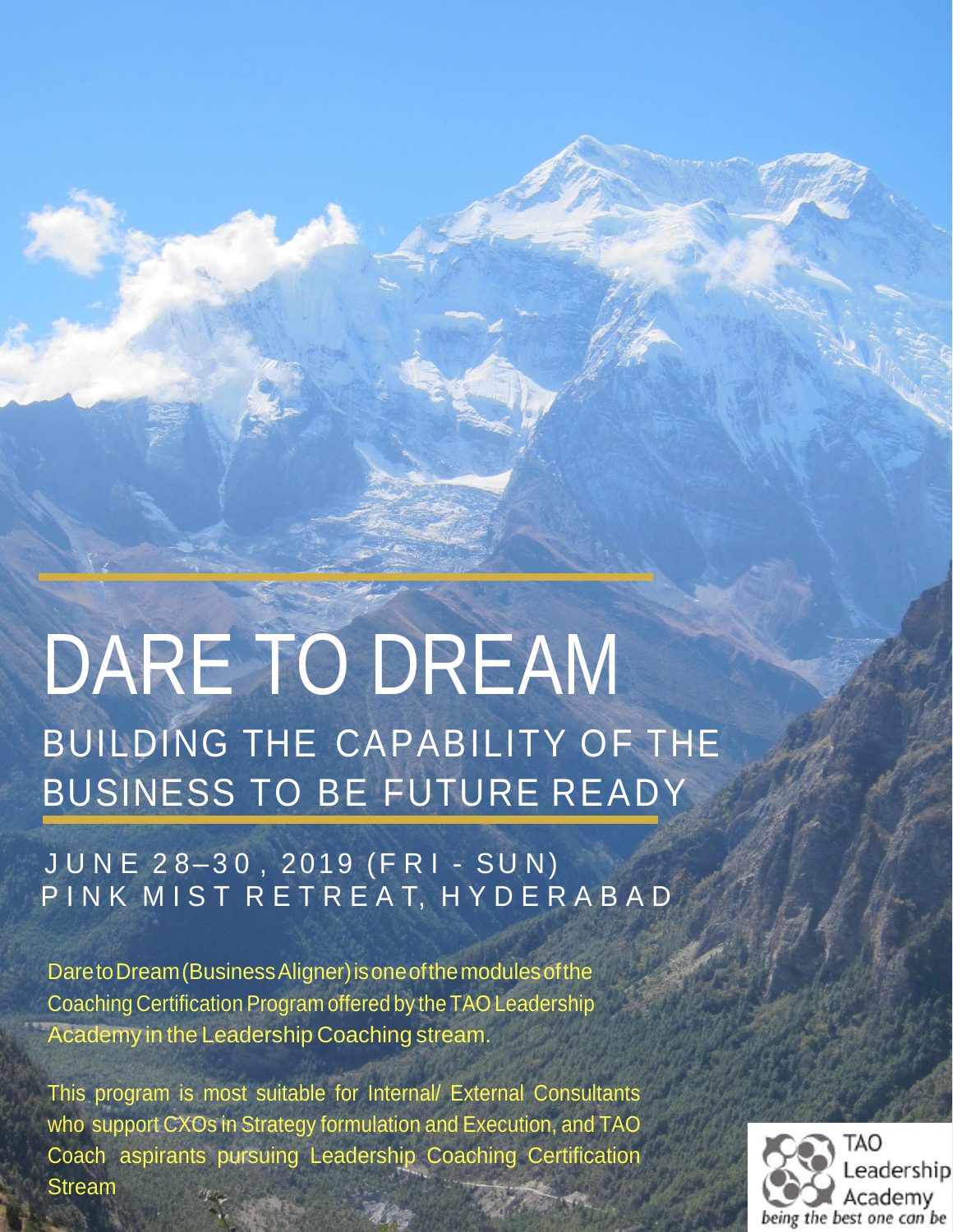# DARE TO DREAM

## BUILDING THE CAPABILITY OF THE BUSINESS TO BE FUTURE READY

JUNE 28–30, 2019 (FRI - SUN)
PINK MIST RETREAT, HYDERABAD

Dare to Dream (Business Aligner) is one of the modules of the Coaching Certification Program offered by the TAO Leadership Academy in the Leadership Coaching stream.

This program is most suitable for Internal/ External Consultants who support CXOs in Strategy formulation and Execution, and TAO Coach aspirants pursuing Leadership Coaching Certification Stream

TAO Leadership Academy
*being the best one can be*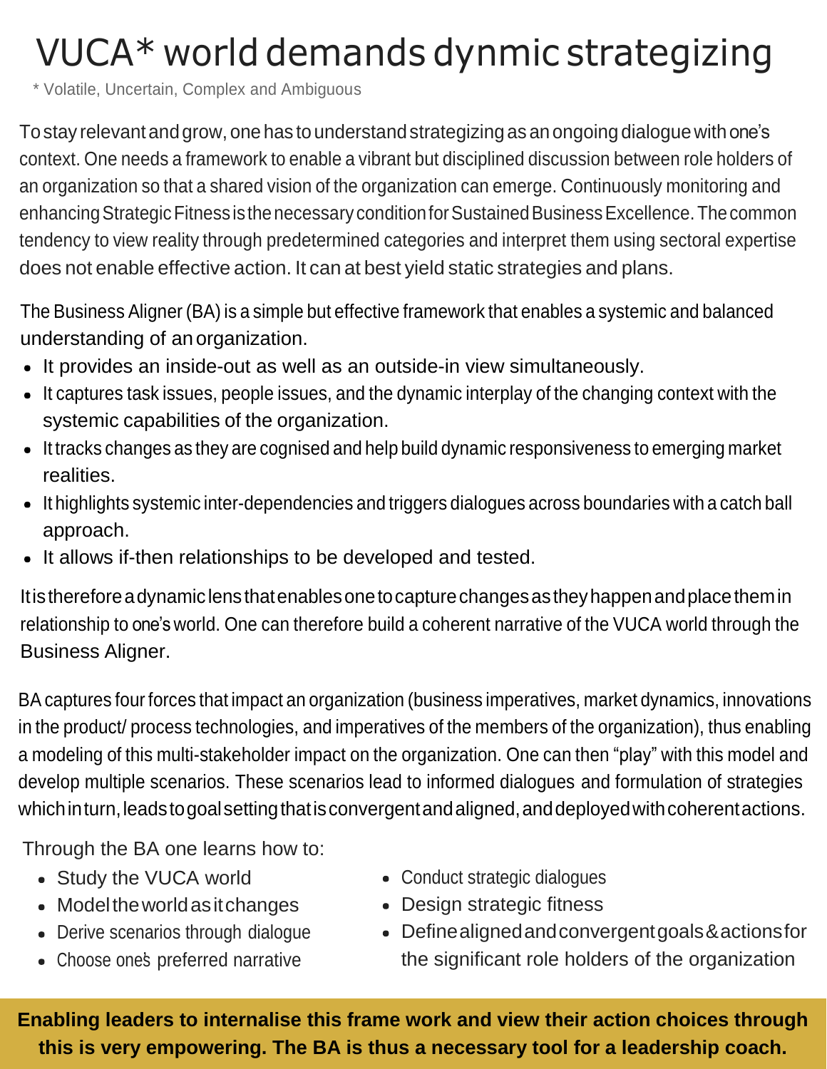# VUCA* world demands dynmic strategizing

\* Volatile, Uncertain, Complex and Ambiguous

To stay relevant and grow, one has to understand strategizing as an ongoing dialogue with one's context. One needs a framework to enable a vibrant but disciplined discussion between role holders of an organization so that a shared vision of the organization can emerge. Continuously monitoring and enhancing Strategic Fitness is the necessary condition for Sustained Business Excellence. The common tendency to view reality through predetermined categories and interpret them using sectoral expertise does not enable effective action. It can at best yield static strategies and plans.

The Business Aligner (BA) is a simple but effective framework that enables a systemic and balanced understanding of an organization.

- It provides an inside-out as well as an outside-in view simultaneously.
- It captures task issues, people issues, and the dynamic interplay of the changing context with the systemic capabilities of the organization.
- It tracks changes as they are cognised and help build dynamic responsiveness to emerging market realities.
- It highlights systemic inter-dependencies and triggers dialogues across boundaries with a catch ball approach.
- It allows if-then relationships to be developed and tested.

It is therefore a dynamic lens that enables one to capture changes as they happen and place them in relationship to one's world. One can therefore build a coherent narrative of the VUCA world through the Business Aligner.

BA captures four forces that impact an organization (business imperatives, market dynamics, innovations in the product/ process technologies, and imperatives of the members of the organization), thus enabling a modeling of this multi-stakeholder impact on the organization. One can then "play" with this model and develop multiple scenarios. These scenarios lead to informed dialogues and formulation of strategies which in turn, leads to goal setting that is convergent and aligned, and deployed with coherent actions.

Through the BA one learns how to:

- Study the VUCA world
- Model the world as it changes
- Derive scenarios through dialogue
- Choose one's preferred narrative
- Conduct strategic dialogues
- Design strategic fitness
- Define aligned and convergent goals & actions for the significant role holders of the organization

**Enabling leaders to internalise this frame work and view their action choices through this is very empowering. The BA is thus a necessary tool for a leadership coach.**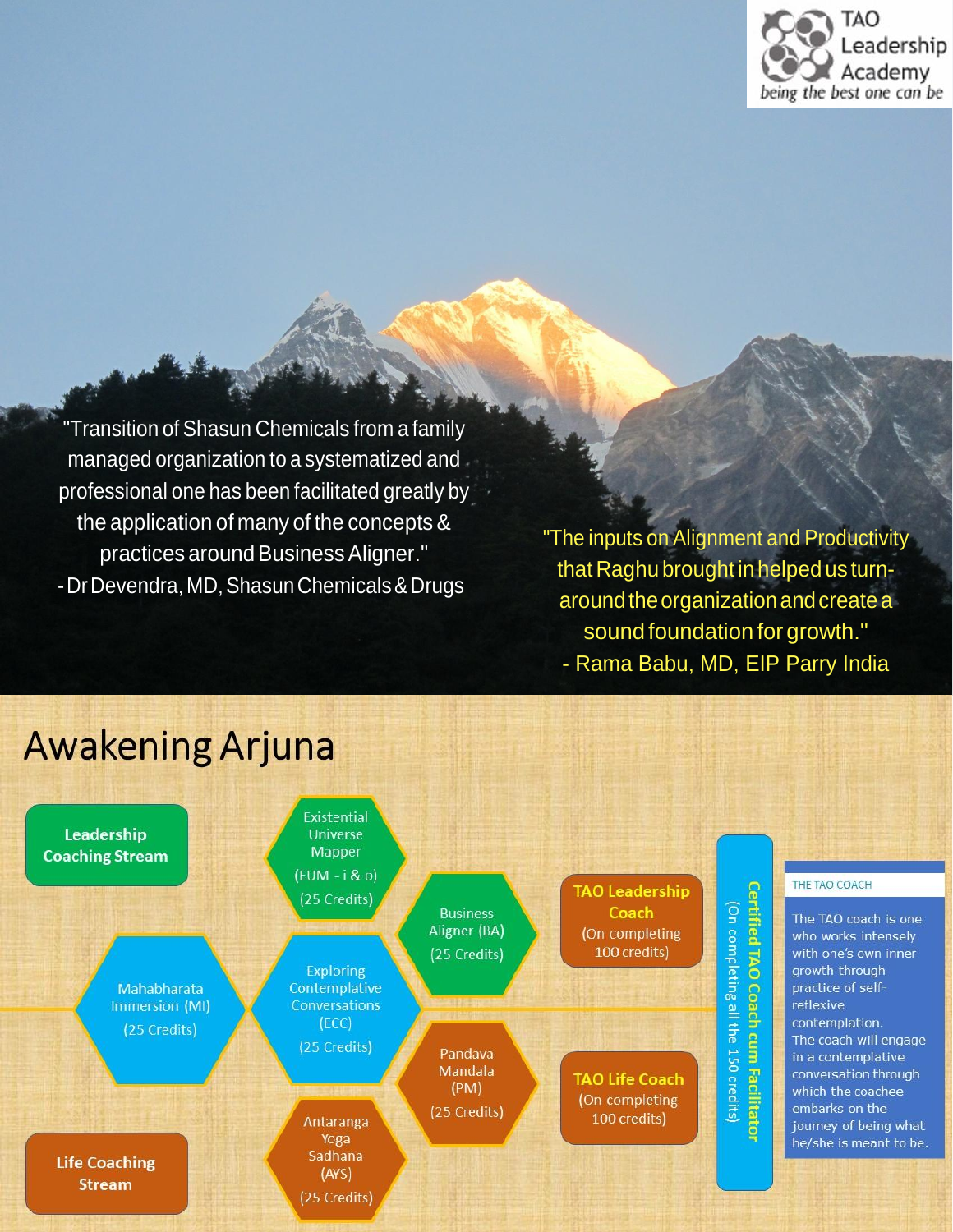TAO Leadership Academy
*being the best one can be*

"Transition of Shasun Chemicals from a family managed organization to a systematized and professional one has been facilitated greatly by the application of many of the concepts & practices around Business Aligner."
- Dr Devendra, MD, Shasun Chemicals & Drugs

"The inputs on Alignment and Productivity that Raghu brought in helped us turn-around the organization and create a sound foundation for growth."
- Rama Babu, MD, EIP Parry India

# Awakening Arjuna

**Leadership Coaching Stream**

- Existential Universe Mapper (EUM - i & o) (25 Credits)
- Business Aligner (BA) (25 Credits)
- Mahabharata Immersion (MI) (25 Credits)
- Exploring Contemplative Conversations (ECC) (25 Credits)

**TAO Leadership Coach** (On completing 100 credits)

**Life Coaching Stream**

- Pandava Mandala (PM) (25 Credits)
- Antaranga Yoga Sadhana (AYS) (25 Credits)

**TAO Life Coach** (On completing 100 credits)

**Certified TAO Coach cum Facilitator** (On completing all the 150 credits)

## THE TAO COACH

The TAO coach is one who works intensely with one's own inner growth through practice of self-reflexive contemplation. The coach will engage in a contemplative conversation through which the coachee embarks on the journey of being what he/she is meant to be.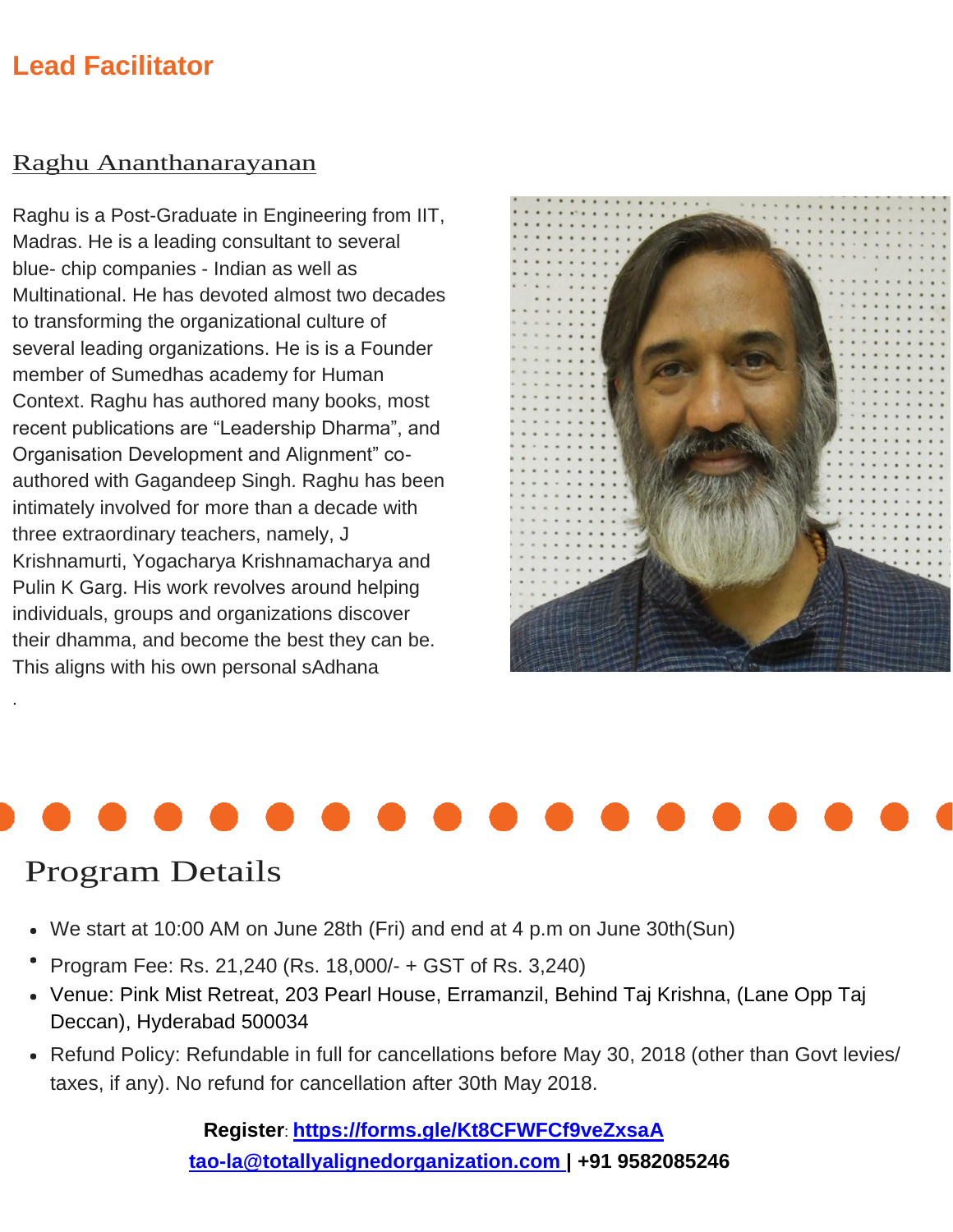## Lead Facilitator

### Raghu Ananthanarayanan

Raghu is a Post-Graduate in Engineering from IIT, Madras. He is a leading consultant to several blue- chip companies - Indian as well as Multinational. He has devoted almost two decades to transforming the organizational culture of several leading organizations. He is is a Founder member of Sumedhas academy for Human Context. Raghu has authored many books, most recent publications are "Leadership Dharma", and Organisation Development and Alignment" co-authored with Gagandeep Singh. Raghu has been intimately involved for more than a decade with three extraordinary teachers, namely, J Krishnamurti, Yogacharya Krishnamacharya and Pulin K Garg. His work revolves around helping individuals, groups and organizations discover their dhamma, and become the best they can be. This aligns with his own personal sAdhana

.

## Program Details

- We start at 10:00 AM on June 28th (Fri) and end at 4 p.m on June 30th(Sun)
- Program Fee: Rs. 21,240 (Rs. 18,000/- + GST of Rs. 3,240)
- Venue: Pink Mist Retreat, 203 Pearl House, Erramanzil, Behind Taj Krishna, (Lane Opp Taj Deccan), Hyderabad 500034
- Refund Policy: Refundable in full for cancellations before May 30, 2018 (other than Govt levies/ taxes, if any). No refund for cancellation after 30th May 2018.

**Register**: **https://forms.gle/Kt8CFWFCf9veZxsaA**

**tao-la@totallyalignedorganization.com | +91 9582085246**